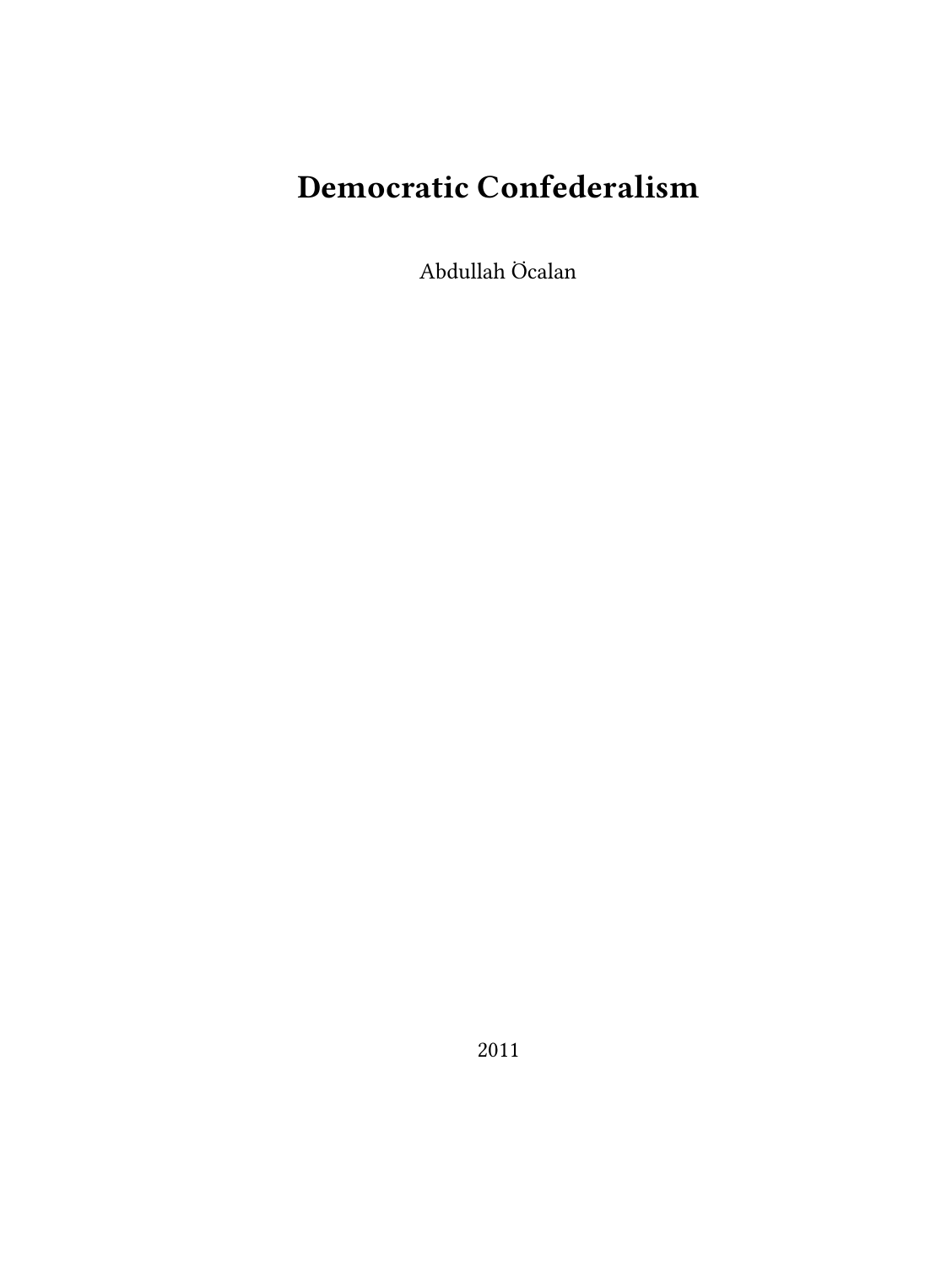# Democratic Confederalism

Abdullah Öcalan

2011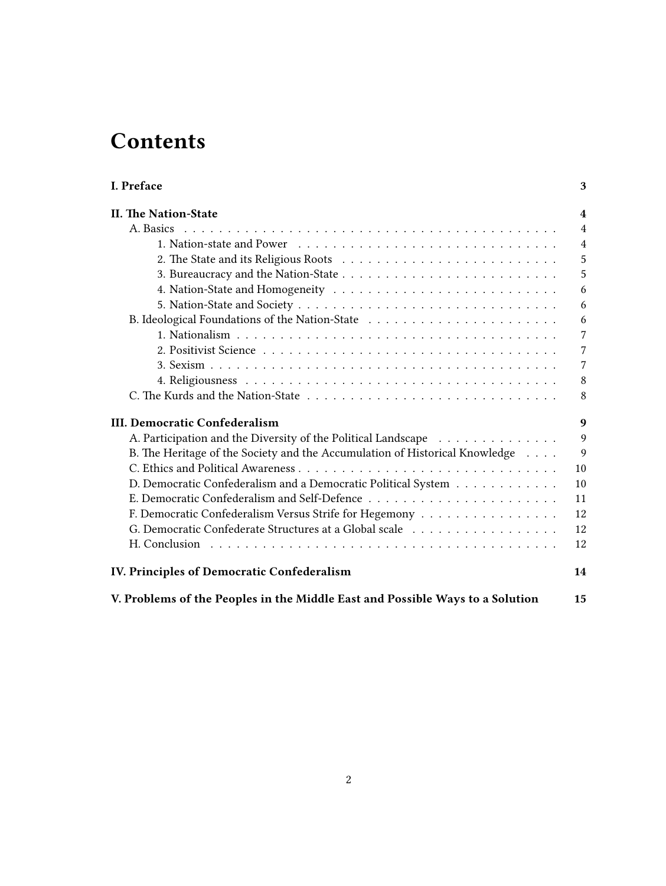# Contents

**I. Preface** **3**

**II. The Nation-State** **4**

- A. Basics 4
  - 1. Nation-state and Power 4
  - 2. The State and its Religious Roots 5
  - 3. Bureaucracy and the Nation-State 5
  - 4. Nation-State and Homogeneity 6
  - 5. Nation-State and Society 6
- B. Ideological Foundations of the Nation-State 6
  - 1. Nationalism 7
  - 2. Positivist Science 7
  - 3. Sexism 7
  - 4. Religiousness 8
- C. The Kurds and the Nation-State 8

**III. Democratic Confederalism** **9**

- A. Participation and the Diversity of the Political Landscape 9
- B. The Heritage of the Society and the Accumulation of Historical Knowledge 9
- C. Ethics and Political Awareness 10
- D. Democratic Confederalism and a Democratic Political System 10
- E. Democratic Confederalism and Self-Defence 11
- F. Democratic Confederalism Versus Strife for Hegemony 12
- G. Democratic Confederate Structures at a Global scale 12
- H. Conclusion 12

**IV. Principles of Democratic Confederalism** **14**

**V. Problems of the Peoples in the Middle East and Possible Ways to a Solution** **15**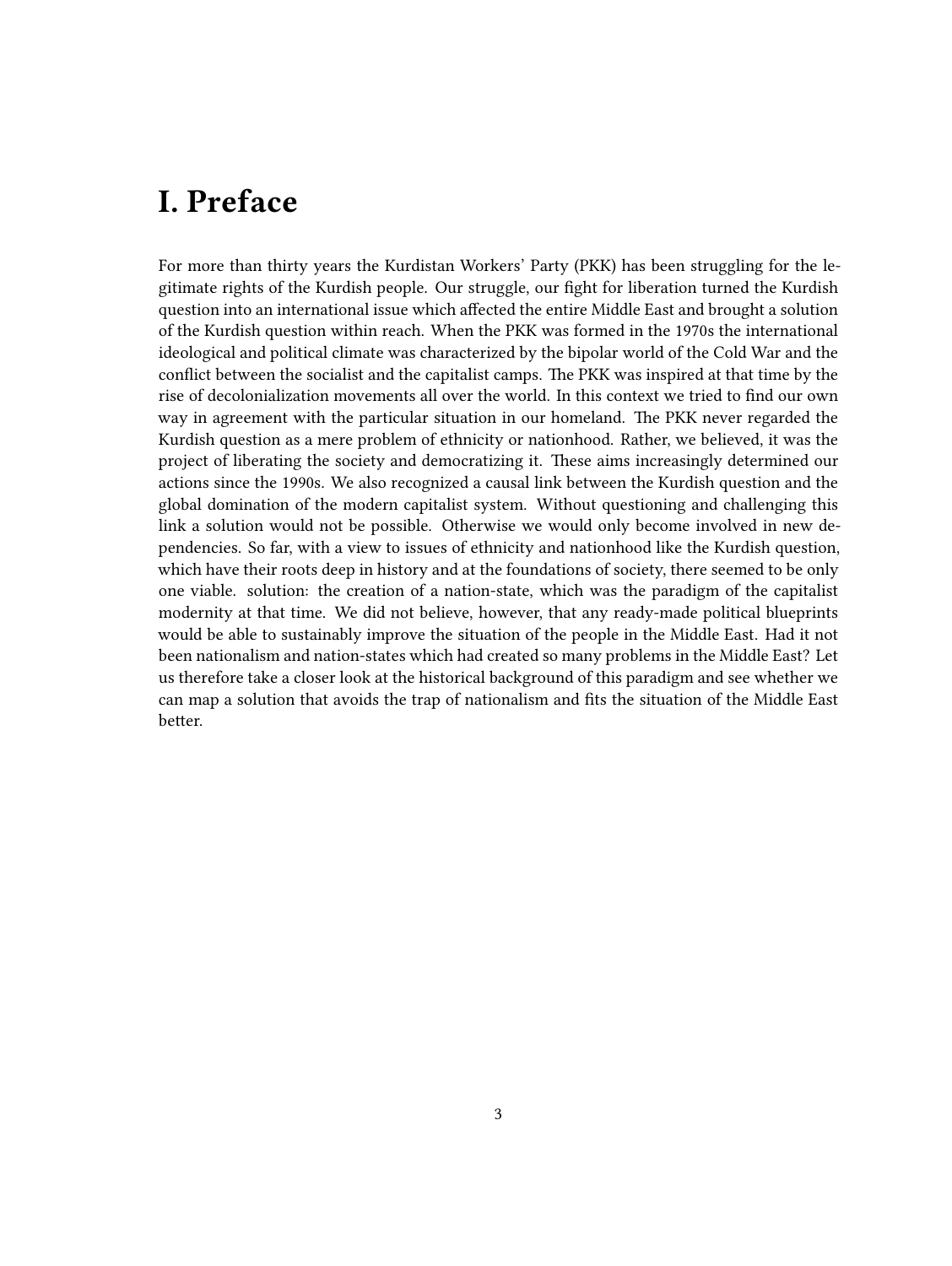# I. Preface

For more than thirty years the Kurdistan Workers' Party (PKK) has been struggling for the legitimate rights of the Kurdish people. Our struggle, our fight for liberation turned the Kurdish question into an international issue which affected the entire Middle East and brought a solution of the Kurdish question within reach. When the PKK was formed in the 1970s the international ideological and political climate was characterized by the bipolar world of the Cold War and the conflict between the socialist and the capitalist camps. The PKK was inspired at that time by the rise of decolonialization movements all over the world. In this context we tried to find our own way in agreement with the particular situation in our homeland. The PKK never regarded the Kurdish question as a mere problem of ethnicity or nationhood. Rather, we believed, it was the project of liberating the society and democratizing it. These aims increasingly determined our actions since the 1990s. We also recognized a causal link between the Kurdish question and the global domination of the modern capitalist system. Without questioning and challenging this link a solution would not be possible. Otherwise we would only become involved in new dependencies. So far, with a view to issues of ethnicity and nationhood like the Kurdish question, which have their roots deep in history and at the foundations of society, there seemed to be only one viable. solution: the creation of a nation-state, which was the paradigm of the capitalist modernity at that time. We did not believe, however, that any ready-made political blueprints would be able to sustainably improve the situation of the people in the Middle East. Had it not been nationalism and nation-states which had created so many problems in the Middle East? Let us therefore take a closer look at the historical background of this paradigm and see whether we can map a solution that avoids the trap of nationalism and fits the situation of the Middle East better.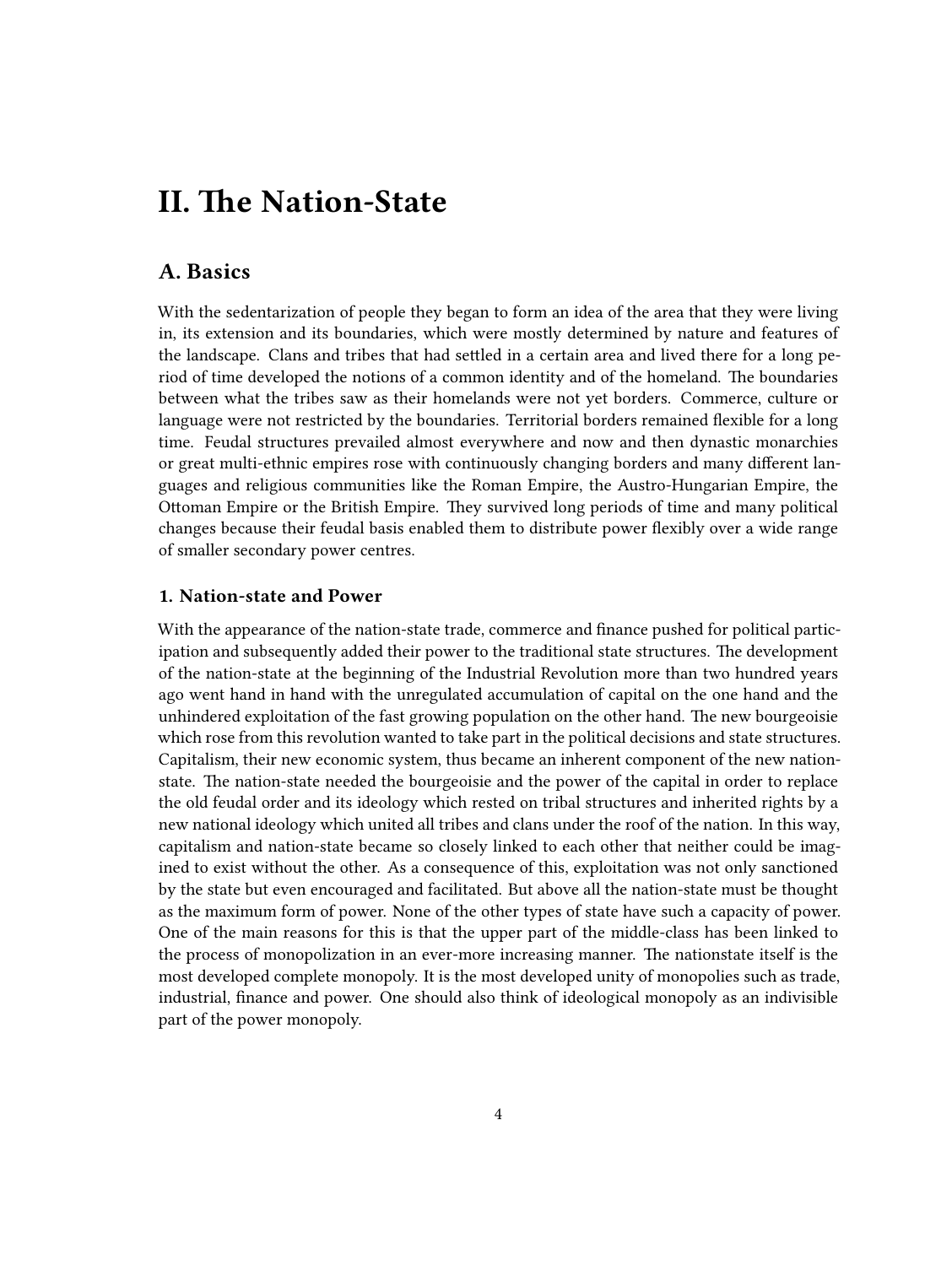# II. The Nation-State

## A. Basics

With the sedentarization of people they began to form an idea of the area that they were living in, its extension and its boundaries, which were mostly determined by nature and features of the landscape. Clans and tribes that had settled in a certain area and lived there for a long period of time developed the notions of a common identity and of the homeland. The boundaries between what the tribes saw as their homelands were not yet borders. Commerce, culture or language were not restricted by the boundaries. Territorial borders remained flexible for a long time. Feudal structures prevailed almost everywhere and now and then dynastic monarchies or great multi-ethnic empires rose with continuously changing borders and many different languages and religious communities like the Roman Empire, the Austro-Hungarian Empire, the Ottoman Empire or the British Empire. They survived long periods of time and many political changes because their feudal basis enabled them to distribute power flexibly over a wide range of smaller secondary power centres.

### 1. Nation-state and Power

With the appearance of the nation-state trade, commerce and finance pushed for political participation and subsequently added their power to the traditional state structures. The development of the nation-state at the beginning of the Industrial Revolution more than two hundred years ago went hand in hand with the unregulated accumulation of capital on the one hand and the unhindered exploitation of the fast growing population on the other hand. The new bourgeoisie which rose from this revolution wanted to take part in the political decisions and state structures. Capitalism, their new economic system, thus became an inherent component of the new nation-state. The nation-state needed the bourgeoisie and the power of the capital in order to replace the old feudal order and its ideology which rested on tribal structures and inherited rights by a new national ideology which united all tribes and clans under the roof of the nation. In this way, capitalism and nation-state became so closely linked to each other that neither could be imagined to exist without the other. As a consequence of this, exploitation was not only sanctioned by the state but even encouraged and facilitated. But above all the nation-state must be thought as the maximum form of power. None of the other types of state have such a capacity of power. One of the main reasons for this is that the upper part of the middle-class has been linked to the process of monopolization in an ever-more increasing manner. The nationstate itself is the most developed complete monopoly. It is the most developed unity of monopolies such as trade, industrial, finance and power. One should also think of ideological monopoly as an indivisible part of the power monopoly.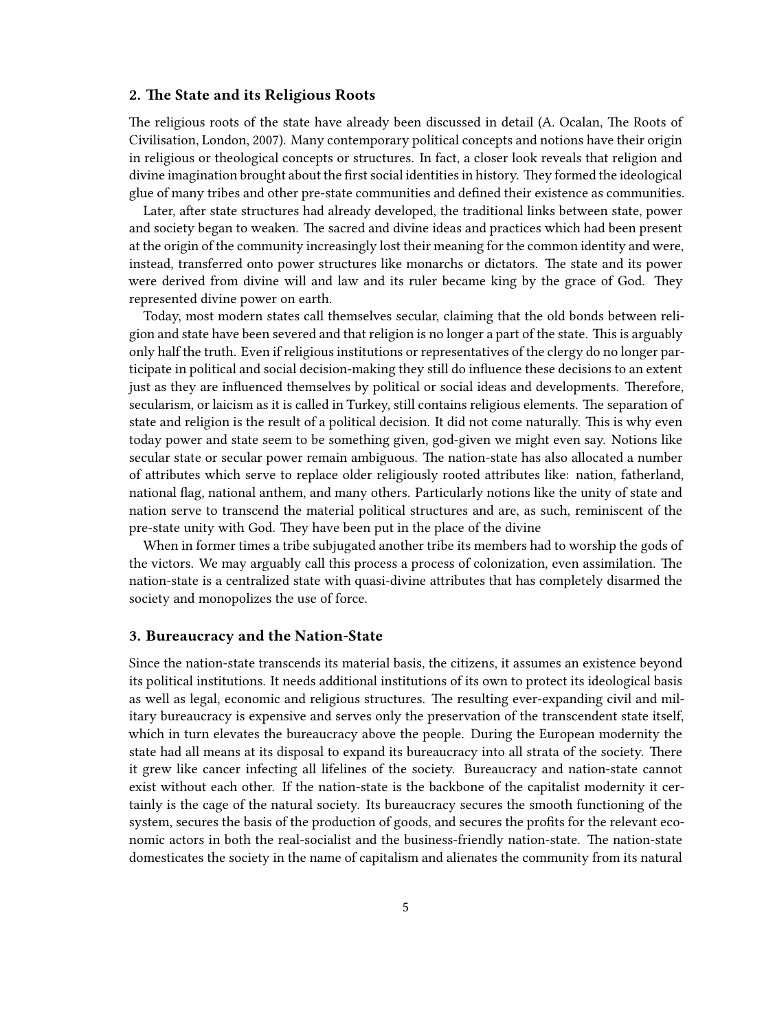### 2. The State and its Religious Roots

The religious roots of the state have already been discussed in detail (A. Ocalan, The Roots of Civilisation, London, 2007). Many contemporary political concepts and notions have their origin in religious or theological concepts or structures. In fact, a closer look reveals that religion and divine imagination brought about the first social identities in history. They formed the ideological glue of many tribes and other pre-state communities and defined their existence as communities.

Later, after state structures had already developed, the traditional links between state, power and society began to weaken. The sacred and divine ideas and practices which had been present at the origin of the community increasingly lost their meaning for the common identity and were, instead, transferred onto power structures like monarchs or dictators. The state and its power were derived from divine will and law and its ruler became king by the grace of God. They represented divine power on earth.

Today, most modern states call themselves secular, claiming that the old bonds between religion and state have been severed and that religion is no longer a part of the state. This is arguably only half the truth. Even if religious institutions or representatives of the clergy do no longer participate in political and social decision-making they still do influence these decisions to an extent just as they are influenced themselves by political or social ideas and developments. Therefore, secularism, or laicism as it is called in Turkey, still contains religious elements. The separation of state and religion is the result of a political decision. It did not come naturally. This is why even today power and state seem to be something given, god-given we might even say. Notions like secular state or secular power remain ambiguous. The nation-state has also allocated a number of attributes which serve to replace older religiously rooted attributes like: nation, fatherland, national flag, national anthem, and many others. Particularly notions like the unity of state and nation serve to transcend the material political structures and are, as such, reminiscent of the pre-state unity with God. They have been put in the place of the divine

When in former times a tribe subjugated another tribe its members had to worship the gods of the victors. We may arguably call this process a process of colonization, even assimilation. The nation-state is a centralized state with quasi-divine attributes that has completely disarmed the society and monopolizes the use of force.

### 3. Bureaucracy and the Nation-State

Since the nation-state transcends its material basis, the citizens, it assumes an existence beyond its political institutions. It needs additional institutions of its own to protect its ideological basis as well as legal, economic and religious structures. The resulting ever-expanding civil and military bureaucracy is expensive and serves only the preservation of the transcendent state itself, which in turn elevates the bureaucracy above the people. During the European modernity the state had all means at its disposal to expand its bureaucracy into all strata of the society. There it grew like cancer infecting all lifelines of the society. Bureaucracy and nation-state cannot exist without each other. If the nation-state is the backbone of the capitalist modernity it certainly is the cage of the natural society. Its bureaucracy secures the smooth functioning of the system, secures the basis of the production of goods, and secures the profits for the relevant economic actors in both the real-socialist and the business-friendly nation-state. The nation-state domesticates the society in the name of capitalism and alienates the community from its natural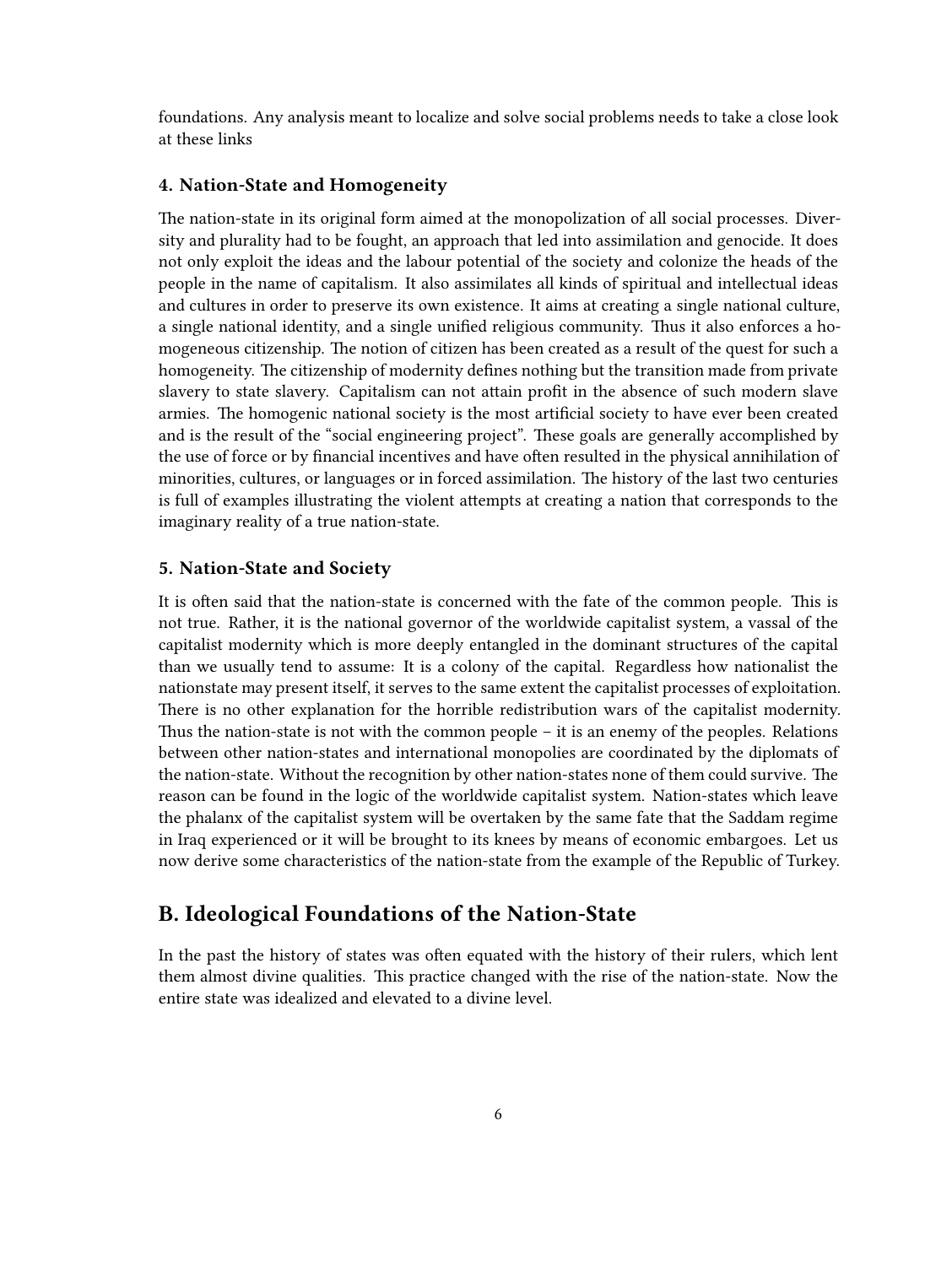foundations. Any analysis meant to localize and solve social problems needs to take a close look at these links

### 4. Nation-State and Homogeneity

The nation-state in its original form aimed at the monopolization of all social processes. Diversity and plurality had to be fought, an approach that led into assimilation and genocide. It does not only exploit the ideas and the labour potential of the society and colonize the heads of the people in the name of capitalism. It also assimilates all kinds of spiritual and intellectual ideas and cultures in order to preserve its own existence. It aims at creating a single national culture, a single national identity, and a single unified religious community. Thus it also enforces a homogeneous citizenship. The notion of citizen has been created as a result of the quest for such a homogeneity. The citizenship of modernity defines nothing but the transition made from private slavery to state slavery. Capitalism can not attain profit in the absence of such modern slave armies. The homogenic national society is the most artificial society to have ever been created and is the result of the "social engineering project". These goals are generally accomplished by the use of force or by financial incentives and have often resulted in the physical annihilation of minorities, cultures, or languages or in forced assimilation. The history of the last two centuries is full of examples illustrating the violent attempts at creating a nation that corresponds to the imaginary reality of a true nation-state.

### 5. Nation-State and Society

It is often said that the nation-state is concerned with the fate of the common people. This is not true. Rather, it is the national governor of the worldwide capitalist system, a vassal of the capitalist modernity which is more deeply entangled in the dominant structures of the capital than we usually tend to assume: It is a colony of the capital. Regardless how nationalist the nationstate may present itself, it serves to the same extent the capitalist processes of exploitation. There is no other explanation for the horrible redistribution wars of the capitalist modernity. Thus the nation-state is not with the common people – it is an enemy of the peoples. Relations between other nation-states and international monopolies are coordinated by the diplomats of the nation-state. Without the recognition by other nation-states none of them could survive. The reason can be found in the logic of the worldwide capitalist system. Nation-states which leave the phalanx of the capitalist system will be overtaken by the same fate that the Saddam regime in Iraq experienced or it will be brought to its knees by means of economic embargoes. Let us now derive some characteristics of the nation-state from the example of the Republic of Turkey.

## B. Ideological Foundations of the Nation-State

In the past the history of states was often equated with the history of their rulers, which lent them almost divine qualities. This practice changed with the rise of the nation-state. Now the entire state was idealized and elevated to a divine level.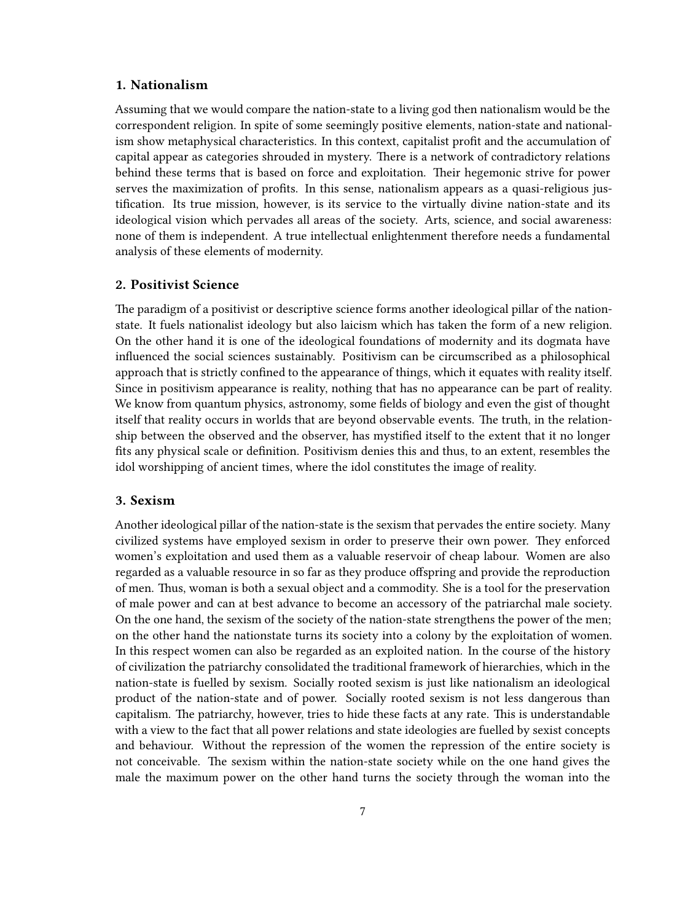### 1. Nationalism

Assuming that we would compare the nation-state to a living god then nationalism would be the correspondent religion. In spite of some seemingly positive elements, nation-state and nationalism show metaphysical characteristics. In this context, capitalist profit and the accumulation of capital appear as categories shrouded in mystery. There is a network of contradictory relations behind these terms that is based on force and exploitation. Their hegemonic strive for power serves the maximization of profits. In this sense, nationalism appears as a quasi-religious justification. Its true mission, however, is its service to the virtually divine nation-state and its ideological vision which pervades all areas of the society. Arts, science, and social awareness: none of them is independent. A true intellectual enlightenment therefore needs a fundamental analysis of these elements of modernity.

### 2. Positivist Science

The paradigm of a positivist or descriptive science forms another ideological pillar of the nation-state. It fuels nationalist ideology but also laicism which has taken the form of a new religion. On the other hand it is one of the ideological foundations of modernity and its dogmata have influenced the social sciences sustainably. Positivism can be circumscribed as a philosophical approach that is strictly confined to the appearance of things, which it equates with reality itself. Since in positivism appearance is reality, nothing that has no appearance can be part of reality. We know from quantum physics, astronomy, some fields of biology and even the gist of thought itself that reality occurs in worlds that are beyond observable events. The truth, in the relationship between the observed and the observer, has mystified itself to the extent that it no longer fits any physical scale or definition. Positivism denies this and thus, to an extent, resembles the idol worshipping of ancient times, where the idol constitutes the image of reality.

### 3. Sexism

Another ideological pillar of the nation-state is the sexism that pervades the entire society. Many civilized systems have employed sexism in order to preserve their own power. They enforced women's exploitation and used them as a valuable reservoir of cheap labour. Women are also regarded as a valuable resource in so far as they produce offspring and provide the reproduction of men. Thus, woman is both a sexual object and a commodity. She is a tool for the preservation of male power and can at best advance to become an accessory of the patriarchal male society. On the one hand, the sexism of the society of the nation-state strengthens the power of the men; on the other hand the nationstate turns its society into a colony by the exploitation of women. In this respect women can also be regarded as an exploited nation. In the course of the history of civilization the patriarchy consolidated the traditional framework of hierarchies, which in the nation-state is fuelled by sexism. Socially rooted sexism is just like nationalism an ideological product of the nation-state and of power. Socially rooted sexism is not less dangerous than capitalism. The patriarchy, however, tries to hide these facts at any rate. This is understandable with a view to the fact that all power relations and state ideologies are fuelled by sexist concepts and behaviour. Without the repression of the women the repression of the entire society is not conceivable. The sexism within the nation-state society while on the one hand gives the male the maximum power on the other hand turns the society through the woman into the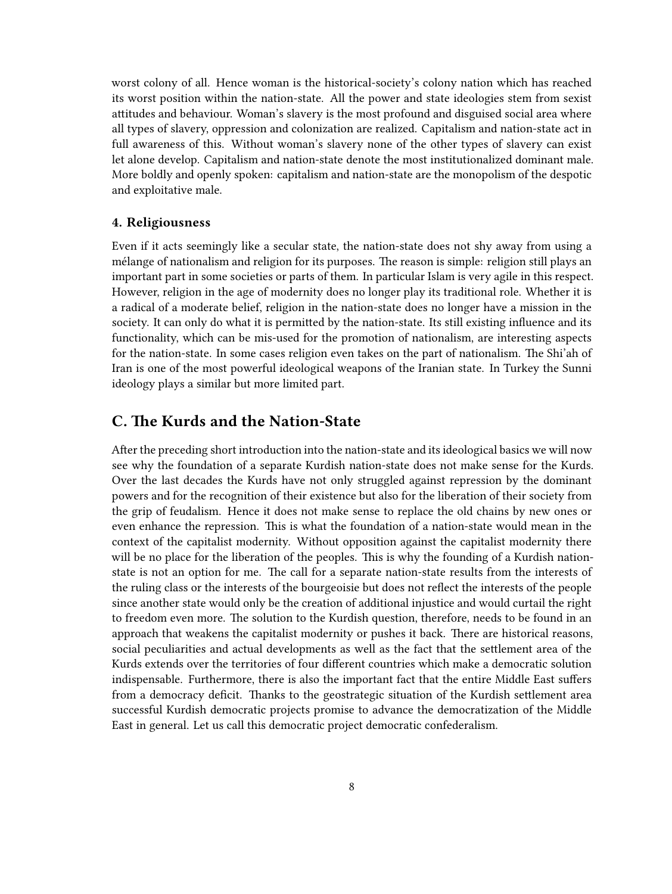worst colony of all. Hence woman is the historical-society's colony nation which has reached its worst position within the nation-state. All the power and state ideologies stem from sexist attitudes and behaviour. Woman's slavery is the most profound and disguised social area where all types of slavery, oppression and colonization are realized. Capitalism and nation-state act in full awareness of this. Without woman's slavery none of the other types of slavery can exist let alone develop. Capitalism and nation-state denote the most institutionalized dominant male. More boldly and openly spoken: capitalism and nation-state are the monopolism of the despotic and exploitative male.

### 4. Religiousness

Even if it acts seemingly like a secular state, the nation-state does not shy away from using a mélange of nationalism and religion for its purposes. The reason is simple: religion still plays an important part in some societies or parts of them. In particular Islam is very agile in this respect. However, religion in the age of modernity does no longer play its traditional role. Whether it is a radical of a moderate belief, religion in the nation-state does no longer have a mission in the society. It can only do what it is permitted by the nation-state. Its still existing influence and its functionality, which can be mis-used for the promotion of nationalism, are interesting aspects for the nation-state. In some cases religion even takes on the part of nationalism. The Shi'ah of Iran is one of the most powerful ideological weapons of the Iranian state. In Turkey the Sunni ideology plays a similar but more limited part.

## C. The Kurds and the Nation-State

After the preceding short introduction into the nation-state and its ideological basics we will now see why the foundation of a separate Kurdish nation-state does not make sense for the Kurds. Over the last decades the Kurds have not only struggled against repression by the dominant powers and for the recognition of their existence but also for the liberation of their society from the grip of feudalism. Hence it does not make sense to replace the old chains by new ones or even enhance the repression. This is what the foundation of a nation-state would mean in the context of the capitalist modernity. Without opposition against the capitalist modernity there will be no place for the liberation of the peoples. This is why the founding of a Kurdish nation-state is not an option for me. The call for a separate nation-state results from the interests of the ruling class or the interests of the bourgeoisie but does not reflect the interests of the people since another state would only be the creation of additional injustice and would curtail the right to freedom even more. The solution to the Kurdish question, therefore, needs to be found in an approach that weakens the capitalist modernity or pushes it back. There are historical reasons, social peculiarities and actual developments as well as the fact that the settlement area of the Kurds extends over the territories of four different countries which make a democratic solution indispensable. Furthermore, there is also the important fact that the entire Middle East suffers from a democracy deficit. Thanks to the geostrategic situation of the Kurdish settlement area successful Kurdish democratic projects promise to advance the democratization of the Middle East in general. Let us call this democratic project democratic confederalism.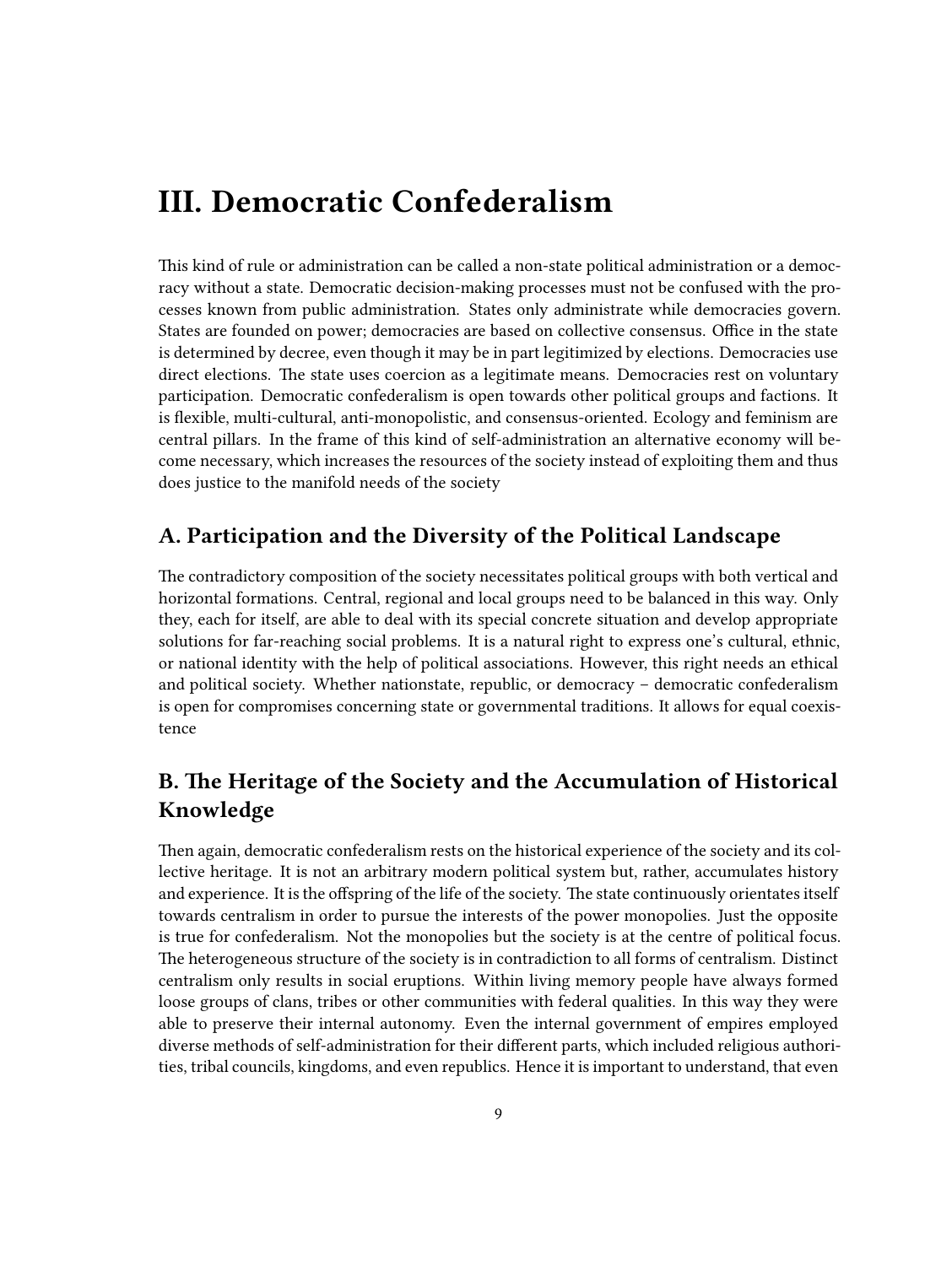# III. Democratic Confederalism

This kind of rule or administration can be called a non-state political administration or a democracy without a state. Democratic decision-making processes must not be confused with the processes known from public administration. States only administrate while democracies govern. States are founded on power; democracies are based on collective consensus. Office in the state is determined by decree, even though it may be in part legitimized by elections. Democracies use direct elections. The state uses coercion as a legitimate means. Democracies rest on voluntary participation. Democratic confederalism is open towards other political groups and factions. It is flexible, multi-cultural, anti-monopolistic, and consensus-oriented. Ecology and feminism are central pillars. In the frame of this kind of self-administration an alternative economy will become necessary, which increases the resources of the society instead of exploiting them and thus does justice to the manifold needs of the society

## A. Participation and the Diversity of the Political Landscape

The contradictory composition of the society necessitates political groups with both vertical and horizontal formations. Central, regional and local groups need to be balanced in this way. Only they, each for itself, are able to deal with its special concrete situation and develop appropriate solutions for far-reaching social problems. It is a natural right to express one's cultural, ethnic, or national identity with the help of political associations. However, this right needs an ethical and political society. Whether nationstate, republic, or democracy – democratic confederalism is open for compromises concerning state or governmental traditions. It allows for equal coexistence

## B. The Heritage of the Society and the Accumulation of Historical Knowledge

Then again, democratic confederalism rests on the historical experience of the society and its collective heritage. It is not an arbitrary modern political system but, rather, accumulates history and experience. It is the offspring of the life of the society. The state continuously orientates itself towards centralism in order to pursue the interests of the power monopolies. Just the opposite is true for confederalism. Not the monopolies but the society is at the centre of political focus. The heterogeneous structure of the society is in contradiction to all forms of centralism. Distinct centralism only results in social eruptions. Within living memory people have always formed loose groups of clans, tribes or other communities with federal qualities. In this way they were able to preserve their internal autonomy. Even the internal government of empires employed diverse methods of self-administration for their different parts, which included religious authorities, tribal councils, kingdoms, and even republics. Hence it is important to understand, that even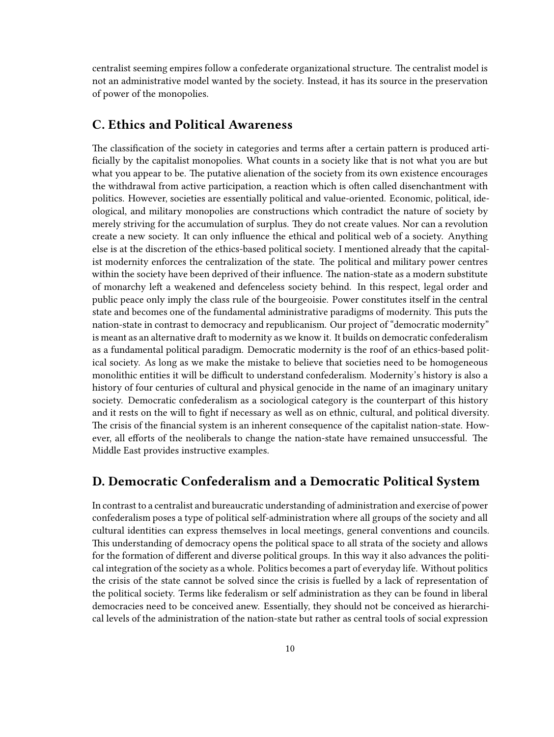centralist seeming empires follow a confederate organizational structure. The centralist model is not an administrative model wanted by the society. Instead, it has its source in the preservation of power of the monopolies.

## C. Ethics and Political Awareness

The classification of the society in categories and terms after a certain pattern is produced artificially by the capitalist monopolies. What counts in a society like that is not what you are but what you appear to be. The putative alienation of the society from its own existence encourages the withdrawal from active participation, a reaction which is often called disenchantment with politics. However, societies are essentially political and value-oriented. Economic, political, ideological, and military monopolies are constructions which contradict the nature of society by merely striving for the accumulation of surplus. They do not create values. Nor can a revolution create a new society. It can only influence the ethical and political web of a society. Anything else is at the discretion of the ethics-based political society. I mentioned already that the capitalist modernity enforces the centralization of the state. The political and military power centres within the society have been deprived of their influence. The nation-state as a modern substitute of monarchy left a weakened and defenceless society behind. In this respect, legal order and public peace only imply the class rule of the bourgeoisie. Power constitutes itself in the central state and becomes one of the fundamental administrative paradigms of modernity. This puts the nation-state in contrast to democracy and republicanism. Our project of "democratic modernity" is meant as an alternative draft to modernity as we know it. It builds on democratic confederalism as a fundamental political paradigm. Democratic modernity is the roof of an ethics-based political society. As long as we make the mistake to believe that societies need to be homogeneous monolithic entities it will be difficult to understand confederalism. Modernity's history is also a history of four centuries of cultural and physical genocide in the name of an imaginary unitary society. Democratic confederalism as a sociological category is the counterpart of this history and it rests on the will to fight if necessary as well as on ethnic, cultural, and political diversity. The crisis of the financial system is an inherent consequence of the capitalist nation-state. However, all efforts of the neoliberals to change the nation-state have remained unsuccessful. The Middle East provides instructive examples.

## D. Democratic Confederalism and a Democratic Political System

In contrast to a centralist and bureaucratic understanding of administration and exercise of power confederalism poses a type of political self-administration where all groups of the society and all cultural identities can express themselves in local meetings, general conventions and councils. This understanding of democracy opens the political space to all strata of the society and allows for the formation of different and diverse political groups. In this way it also advances the political integration of the society as a whole. Politics becomes a part of everyday life. Without politics the crisis of the state cannot be solved since the crisis is fuelled by a lack of representation of the political society. Terms like federalism or self administration as they can be found in liberal democracies need to be conceived anew. Essentially, they should not be conceived as hierarchical levels of the administration of the nation-state but rather as central tools of social expression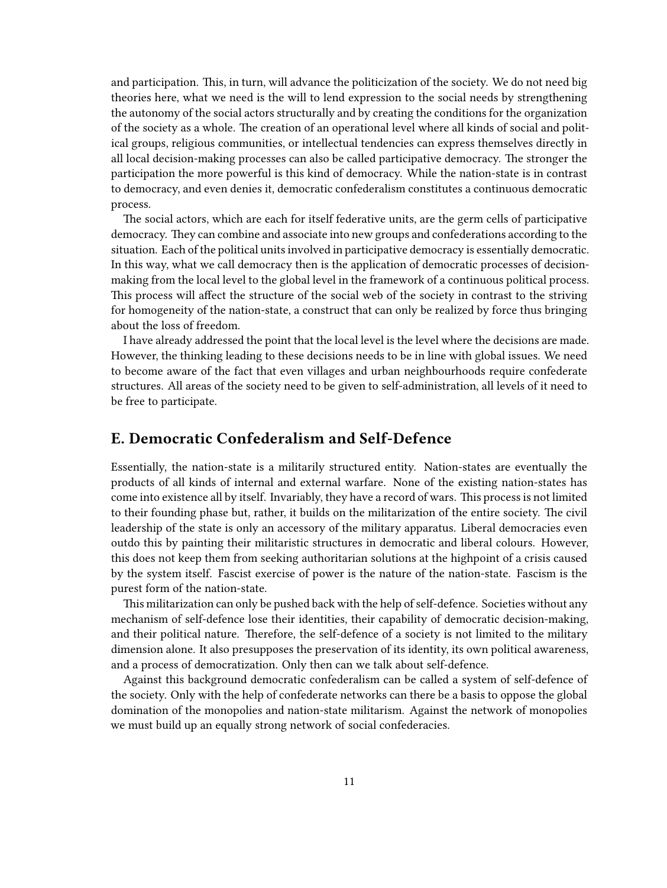and participation. This, in turn, will advance the politicization of the society. We do not need big theories here, what we need is the will to lend expression to the social needs by strengthening the autonomy of the social actors structurally and by creating the conditions for the organization of the society as a whole. The creation of an operational level where all kinds of social and political groups, religious communities, or intellectual tendencies can express themselves directly in all local decision-making processes can also be called participative democracy. The stronger the participation the more powerful is this kind of democracy. While the nation-state is in contrast to democracy, and even denies it, democratic confederalism constitutes a continuous democratic process.

The social actors, which are each for itself federative units, are the germ cells of participative democracy. They can combine and associate into new groups and confederations according to the situation. Each of the political units involved in participative democracy is essentially democratic. In this way, what we call democracy then is the application of democratic processes of decision-making from the local level to the global level in the framework of a continuous political process. This process will affect the structure of the social web of the society in contrast to the striving for homogeneity of the nation-state, a construct that can only be realized by force thus bringing about the loss of freedom.

I have already addressed the point that the local level is the level where the decisions are made. However, the thinking leading to these decisions needs to be in line with global issues. We need to become aware of the fact that even villages and urban neighbourhoods require confederate structures. All areas of the society need to be given to self-administration, all levels of it need to be free to participate.

## E. Democratic Confederalism and Self-Defence

Essentially, the nation-state is a militarily structured entity. Nation-states are eventually the products of all kinds of internal and external warfare. None of the existing nation-states has come into existence all by itself. Invariably, they have a record of wars. This process is not limited to their founding phase but, rather, it builds on the militarization of the entire society. The civil leadership of the state is only an accessory of the military apparatus. Liberal democracies even outdo this by painting their militaristic structures in democratic and liberal colours. However, this does not keep them from seeking authoritarian solutions at the highpoint of a crisis caused by the system itself. Fascist exercise of power is the nature of the nation-state. Fascism is the purest form of the nation-state.

This militarization can only be pushed back with the help of self-defence. Societies without any mechanism of self-defence lose their identities, their capability of democratic decision-making, and their political nature. Therefore, the self-defence of a society is not limited to the military dimension alone. It also presupposes the preservation of its identity, its own political awareness, and a process of democratization. Only then can we talk about self-defence.

Against this background democratic confederalism can be called a system of self-defence of the society. Only with the help of confederate networks can there be a basis to oppose the global domination of the monopolies and nation-state militarism. Against the network of monopolies we must build up an equally strong network of social confederacies.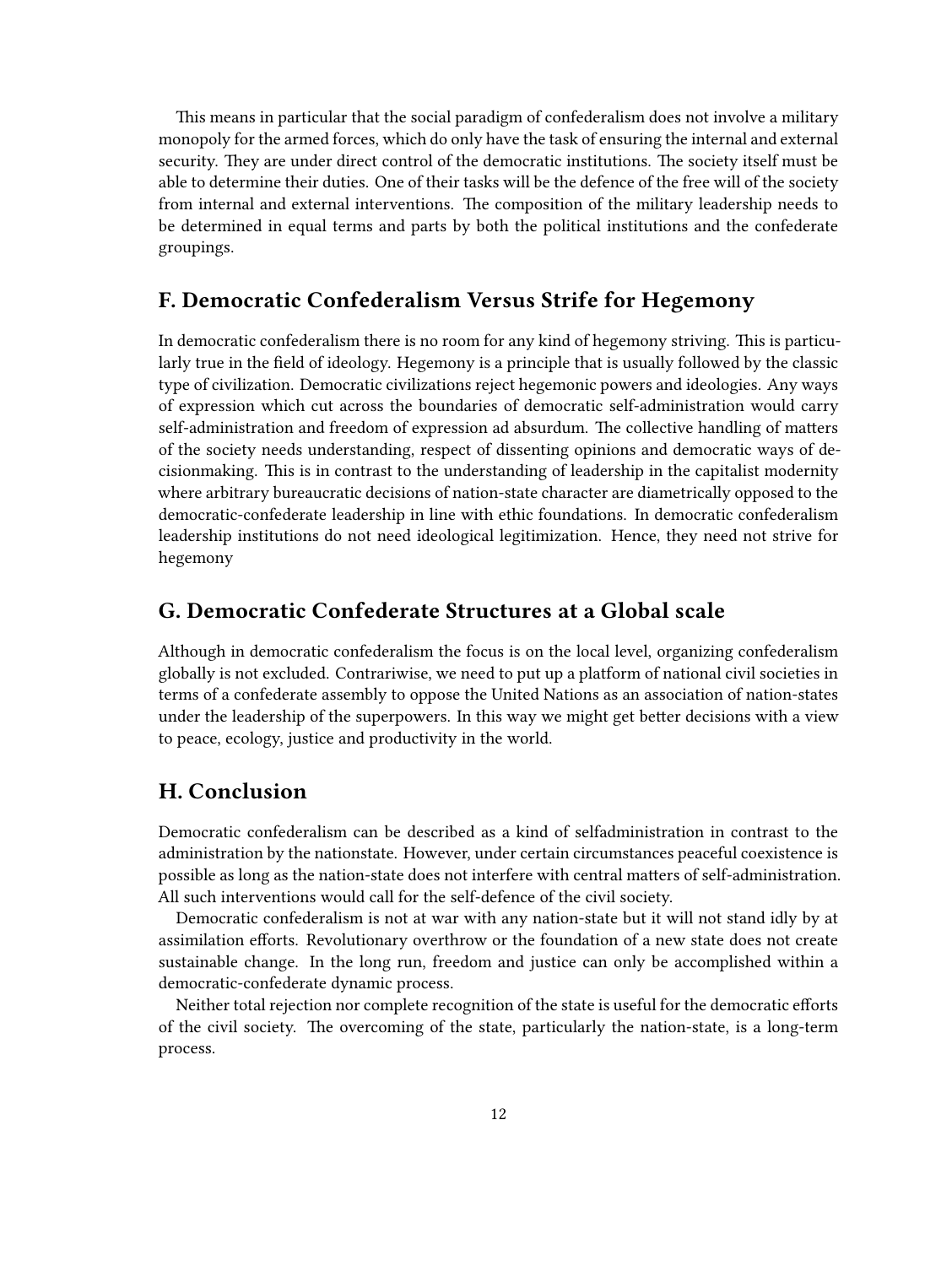This means in particular that the social paradigm of confederalism does not involve a military monopoly for the armed forces, which do only have the task of ensuring the internal and external security. They are under direct control of the democratic institutions. The society itself must be able to determine their duties. One of their tasks will be the defence of the free will of the society from internal and external interventions. The composition of the military leadership needs to be determined in equal terms and parts by both the political institutions and the confederate groupings.

## F. Democratic Confederalism Versus Strife for Hegemony

In democratic confederalism there is no room for any kind of hegemony striving. This is particularly true in the field of ideology. Hegemony is a principle that is usually followed by the classic type of civilization. Democratic civilizations reject hegemonic powers and ideologies. Any ways of expression which cut across the boundaries of democratic self-administration would carry self-administration and freedom of expression ad absurdum. The collective handling of matters of the society needs understanding, respect of dissenting opinions and democratic ways of decisionmaking. This is in contrast to the understanding of leadership in the capitalist modernity where arbitrary bureaucratic decisions of nation-state character are diametrically opposed to the democratic-confederate leadership in line with ethic foundations. In democratic confederalism leadership institutions do not need ideological legitimization. Hence, they need not strive for hegemony

## G. Democratic Confederate Structures at a Global scale

Although in democratic confederalism the focus is on the local level, organizing confederalism globally is not excluded. Contrariwise, we need to put up a platform of national civil societies in terms of a confederate assembly to oppose the United Nations as an association of nation-states under the leadership of the superpowers. In this way we might get better decisions with a view to peace, ecology, justice and productivity in the world.

## H. Conclusion

Democratic confederalism can be described as a kind of selfadministration in contrast to the administration by the nationstate. However, under certain circumstances peaceful coexistence is possible as long as the nation-state does not interfere with central matters of self-administration. All such interventions would call for the self-defence of the civil society.

Democratic confederalism is not at war with any nation-state but it will not stand idly by at assimilation efforts. Revolutionary overthrow or the foundation of a new state does not create sustainable change. In the long run, freedom and justice can only be accomplished within a democratic-confederate dynamic process.

Neither total rejection nor complete recognition of the state is useful for the democratic efforts of the civil society. The overcoming of the state, particularly the nation-state, is a long-term process.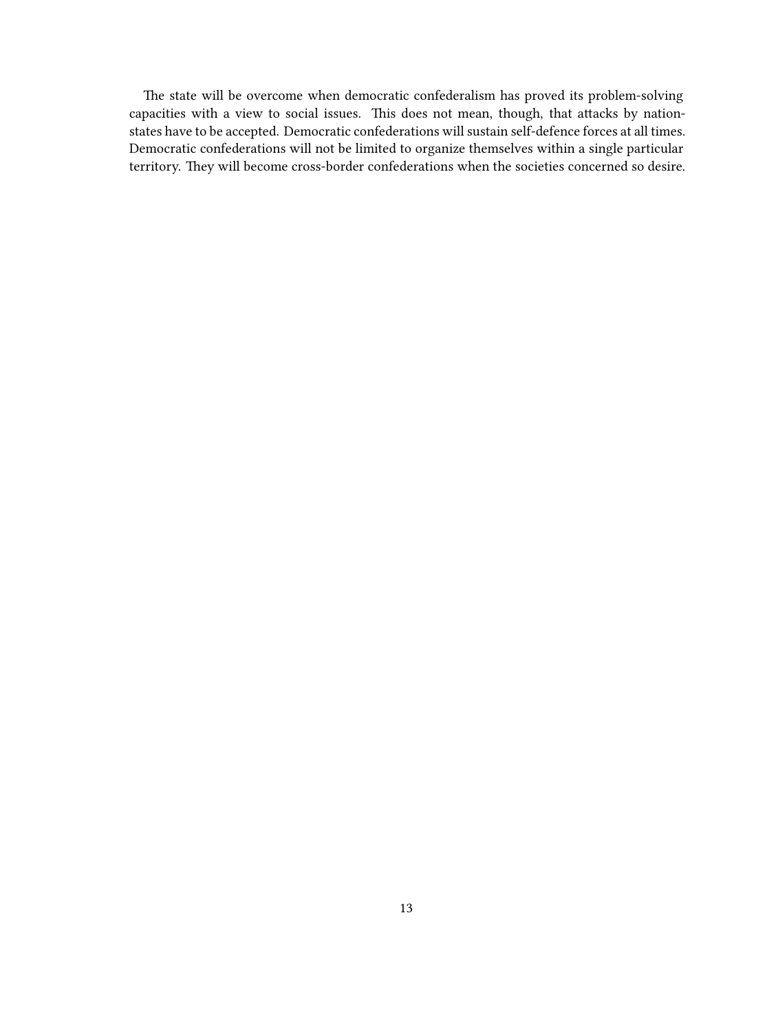The state will be overcome when democratic confederalism has proved its problem-solving capacities with a view to social issues. This does not mean, though, that attacks by nation-states have to be accepted. Democratic confederations will sustain self-defence forces at all times. Democratic confederations will not be limited to organize themselves within a single particular territory. They will become cross-border confederations when the societies concerned so desire.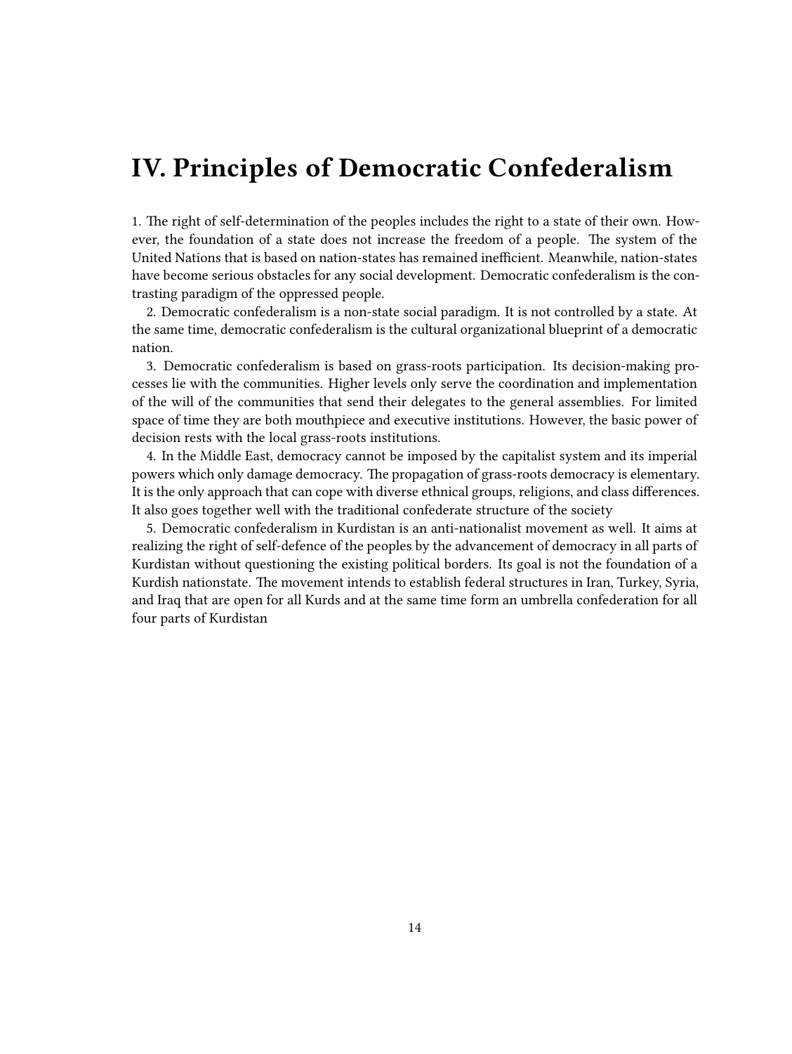# IV. Principles of Democratic Confederalism

1. The right of self-determination of the peoples includes the right to a state of their own. However, the foundation of a state does not increase the freedom of a people. The system of the United Nations that is based on nation-states has remained inefficient. Meanwhile, nation-states have become serious obstacles for any social development. Democratic confederalism is the contrasting paradigm of the oppressed people.

2. Democratic confederalism is a non-state social paradigm. It is not controlled by a state. At the same time, democratic confederalism is the cultural organizational blueprint of a democratic nation.

3. Democratic confederalism is based on grass-roots participation. Its decision-making processes lie with the communities. Higher levels only serve the coordination and implementation of the will of the communities that send their delegates to the general assemblies. For limited space of time they are both mouthpiece and executive institutions. However, the basic power of decision rests with the local grass-roots institutions.

4. In the Middle East, democracy cannot be imposed by the capitalist system and its imperial powers which only damage democracy. The propagation of grass-roots democracy is elementary. It is the only approach that can cope with diverse ethnical groups, religions, and class differences. It also goes together well with the traditional confederate structure of the society

5. Democratic confederalism in Kurdistan is an anti-nationalist movement as well. It aims at realizing the right of self-defence of the peoples by the advancement of democracy in all parts of Kurdistan without questioning the existing political borders. Its goal is not the foundation of a Kurdish nationstate. The movement intends to establish federal structures in Iran, Turkey, Syria, and Iraq that are open for all Kurds and at the same time form an umbrella confederation for all four parts of Kurdistan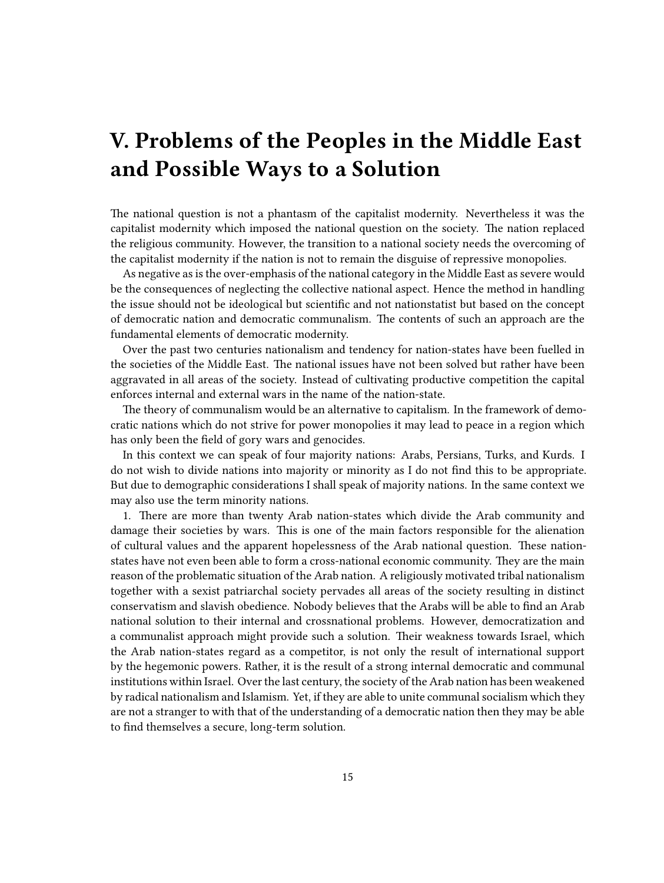# V. Problems of the Peoples in the Middle East and Possible Ways to a Solution

The national question is not a phantasm of the capitalist modernity. Nevertheless it was the capitalist modernity which imposed the national question on the society. The nation replaced the religious community. However, the transition to a national society needs the overcoming of the capitalist modernity if the nation is not to remain the disguise of repressive monopolies.

As negative as is the over-emphasis of the national category in the Middle East as severe would be the consequences of neglecting the collective national aspect. Hence the method in handling the issue should not be ideological but scientific and not nationstatist but based on the concept of democratic nation and democratic communalism. The contents of such an approach are the fundamental elements of democratic modernity.

Over the past two centuries nationalism and tendency for nation-states have been fuelled in the societies of the Middle East. The national issues have not been solved but rather have been aggravated in all areas of the society. Instead of cultivating productive competition the capital enforces internal and external wars in the name of the nation-state.

The theory of communalism would be an alternative to capitalism. In the framework of democratic nations which do not strive for power monopolies it may lead to peace in a region which has only been the field of gory wars and genocides.

In this context we can speak of four majority nations: Arabs, Persians, Turks, and Kurds. I do not wish to divide nations into majority or minority as I do not find this to be appropriate. But due to demographic considerations I shall speak of majority nations. In the same context we may also use the term minority nations.

1. There are more than twenty Arab nation-states which divide the Arab community and damage their societies by wars. This is one of the main factors responsible for the alienation of cultural values and the apparent hopelessness of the Arab national question. These nation-states have not even been able to form a cross-national economic community. They are the main reason of the problematic situation of the Arab nation. A religiously motivated tribal nationalism together with a sexist patriarchal society pervades all areas of the society resulting in distinct conservatism and slavish obedience. Nobody believes that the Arabs will be able to find an Arab national solution to their internal and crossnational problems. However, democratization and a communalist approach might provide such a solution. Their weakness towards Israel, which the Arab nation-states regard as a competitor, is not only the result of international support by the hegemonic powers. Rather, it is the result of a strong internal democratic and communal institutions within Israel. Over the last century, the society of the Arab nation has been weakened by radical nationalism and Islamism. Yet, if they are able to unite communal socialism which they are not a stranger to with that of the understanding of a democratic nation then they may be able to find themselves a secure, long-term solution.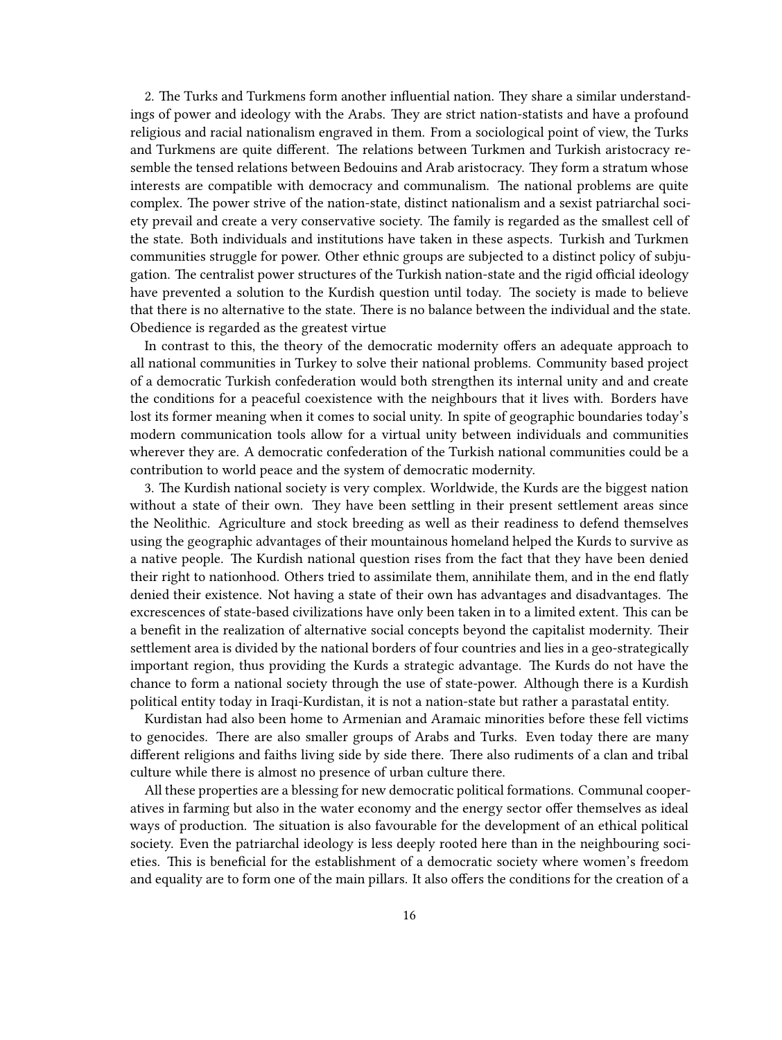2. The Turks and Turkmens form another influential nation. They share a similar understandings of power and ideology with the Arabs. They are strict nation-statists and have a profound religious and racial nationalism engraved in them. From a sociological point of view, the Turks and Turkmens are quite different. The relations between Turkmen and Turkish aristocracy resemble the tensed relations between Bedouins and Arab aristocracy. They form a stratum whose interests are compatible with democracy and communalism. The national problems are quite complex. The power strive of the nation-state, distinct nationalism and a sexist patriarchal society prevail and create a very conservative society. The family is regarded as the smallest cell of the state. Both individuals and institutions have taken in these aspects. Turkish and Turkmen communities struggle for power. Other ethnic groups are subjected to a distinct policy of subjugation. The centralist power structures of the Turkish nation-state and the rigid official ideology have prevented a solution to the Kurdish question until today. The society is made to believe that there is no alternative to the state. There is no balance between the individual and the state. Obedience is regarded as the greatest virtue

In contrast to this, the theory of the democratic modernity offers an adequate approach to all national communities in Turkey to solve their national problems. Community based project of a democratic Turkish confederation would both strengthen its internal unity and and create the conditions for a peaceful coexistence with the neighbours that it lives with. Borders have lost its former meaning when it comes to social unity. In spite of geographic boundaries today's modern communication tools allow for a virtual unity between individuals and communities wherever they are. A democratic confederation of the Turkish national communities could be a contribution to world peace and the system of democratic modernity.

3. The Kurdish national society is very complex. Worldwide, the Kurds are the biggest nation without a state of their own. They have been settling in their present settlement areas since the Neolithic. Agriculture and stock breeding as well as their readiness to defend themselves using the geographic advantages of their mountainous homeland helped the Kurds to survive as a native people. The Kurdish national question rises from the fact that they have been denied their right to nationhood. Others tried to assimilate them, annihilate them, and in the end flatly denied their existence. Not having a state of their own has advantages and disadvantages. The excrescences of state-based civilizations have only been taken in to a limited extent. This can be a benefit in the realization of alternative social concepts beyond the capitalist modernity. Their settlement area is divided by the national borders of four countries and lies in a geo-strategically important region, thus providing the Kurds a strategic advantage. The Kurds do not have the chance to form a national society through the use of state-power. Although there is a Kurdish political entity today in Iraqi-Kurdistan, it is not a nation-state but rather a parastatal entity.

Kurdistan had also been home to Armenian and Aramaic minorities before these fell victims to genocides. There are also smaller groups of Arabs and Turks. Even today there are many different religions and faiths living side by side there. There also rudiments of a clan and tribal culture while there is almost no presence of urban culture there.

All these properties are a blessing for new democratic political formations. Communal cooperatives in farming but also in the water economy and the energy sector offer themselves as ideal ways of production. The situation is also favourable for the development of an ethical political society. Even the patriarchal ideology is less deeply rooted here than in the neighbouring societies. This is beneficial for the establishment of a democratic society where women's freedom and equality are to form one of the main pillars. It also offers the conditions for the creation of a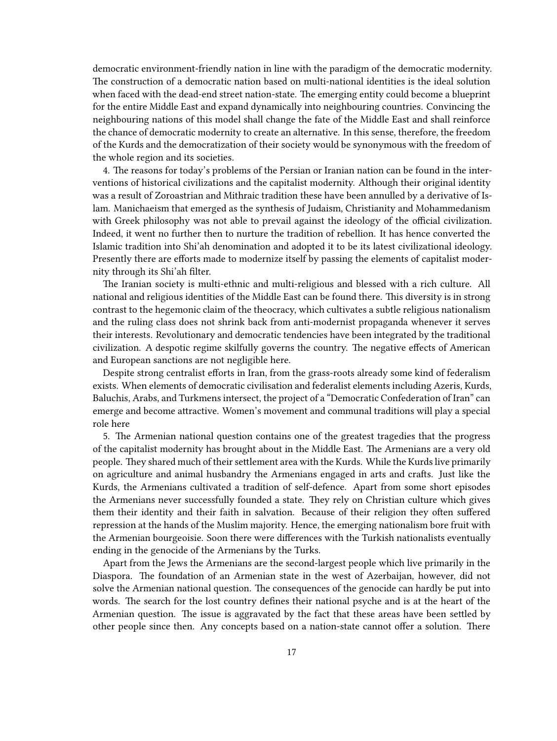democratic environment-friendly nation in line with the paradigm of the democratic modernity. The construction of a democratic nation based on multi-national identities is the ideal solution when faced with the dead-end street nation-state. The emerging entity could become a blueprint for the entire Middle East and expand dynamically into neighbouring countries. Convincing the neighbouring nations of this model shall change the fate of the Middle East and shall reinforce the chance of democratic modernity to create an alternative. In this sense, therefore, the freedom of the Kurds and the democratization of their society would be synonymous with the freedom of the whole region and its societies.

4. The reasons for today's problems of the Persian or Iranian nation can be found in the interventions of historical civilizations and the capitalist modernity. Although their original identity was a result of Zoroastrian and Mithraic tradition these have been annulled by a derivative of Islam. Manichaeism that emerged as the synthesis of Judaism, Christianity and Mohammedanism with Greek philosophy was not able to prevail against the ideology of the official civilization. Indeed, it went no further then to nurture the tradition of rebellion. It has hence converted the Islamic tradition into Shi'ah denomination and adopted it to be its latest civilizational ideology. Presently there are efforts made to modernize itself by passing the elements of capitalist modernity through its Shi'ah filter.

The Iranian society is multi-ethnic and multi-religious and blessed with a rich culture. All national and religious identities of the Middle East can be found there. This diversity is in strong contrast to the hegemonic claim of the theocracy, which cultivates a subtle religious nationalism and the ruling class does not shrink back from anti-modernist propaganda whenever it serves their interests. Revolutionary and democratic tendencies have been integrated by the traditional civilization. A despotic regime skilfully governs the country. The negative effects of American and European sanctions are not negligible here.

Despite strong centralist efforts in Iran, from the grass-roots already some kind of federalism exists. When elements of democratic civilisation and federalist elements including Azeris, Kurds, Baluchis, Arabs, and Turkmens intersect, the project of a "Democratic Confederation of Iran" can emerge and become attractive. Women's movement and communal traditions will play a special role here

5. The Armenian national question contains one of the greatest tragedies that the progress of the capitalist modernity has brought about in the Middle East. The Armenians are a very old people. They shared much of their settlement area with the Kurds. While the Kurds live primarily on agriculture and animal husbandry the Armenians engaged in arts and crafts. Just like the Kurds, the Armenians cultivated a tradition of self-defence. Apart from some short episodes the Armenians never successfully founded a state. They rely on Christian culture which gives them their identity and their faith in salvation. Because of their religion they often suffered repression at the hands of the Muslim majority. Hence, the emerging nationalism bore fruit with the Armenian bourgeoisie. Soon there were differences with the Turkish nationalists eventually ending in the genocide of the Armenians by the Turks.

Apart from the Jews the Armenians are the second-largest people which live primarily in the Diaspora. The foundation of an Armenian state in the west of Azerbaijan, however, did not solve the Armenian national question. The consequences of the genocide can hardly be put into words. The search for the lost country defines their national psyche and is at the heart of the Armenian question. The issue is aggravated by the fact that these areas have been settled by other people since then. Any concepts based on a nation-state cannot offer a solution. There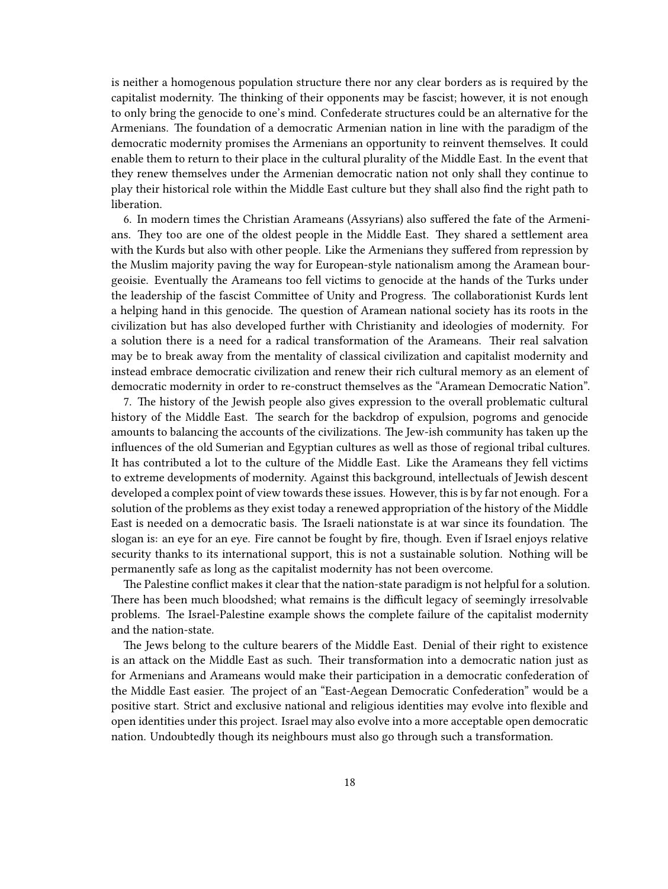is neither a homogenous population structure there nor any clear borders as is required by the capitalist modernity. The thinking of their opponents may be fascist; however, it is not enough to only bring the genocide to one's mind. Confederate structures could be an alternative for the Armenians. The foundation of a democratic Armenian nation in line with the paradigm of the democratic modernity promises the Armenians an opportunity to reinvent themselves. It could enable them to return to their place in the cultural plurality of the Middle East. In the event that they renew themselves under the Armenian democratic nation not only shall they continue to play their historical role within the Middle East culture but they shall also find the right path to liberation.

6. In modern times the Christian Arameans (Assyrians) also suffered the fate of the Armenians. They too are one of the oldest people in the Middle East. They shared a settlement area with the Kurds but also with other people. Like the Armenians they suffered from repression by the Muslim majority paving the way for European-style nationalism among the Aramean bourgeoisie. Eventually the Arameans too fell victims to genocide at the hands of the Turks under the leadership of the fascist Committee of Unity and Progress. The collaborationist Kurds lent a helping hand in this genocide. The question of Aramean national society has its roots in the civilization but has also developed further with Christianity and ideologies of modernity. For a solution there is a need for a radical transformation of the Arameans. Their real salvation may be to break away from the mentality of classical civilization and capitalist modernity and instead embrace democratic civilization and renew their rich cultural memory as an element of democratic modernity in order to re-construct themselves as the "Aramean Democratic Nation".

7. The history of the Jewish people also gives expression to the overall problematic cultural history of the Middle East. The search for the backdrop of expulsion, pogroms and genocide amounts to balancing the accounts of the civilizations. The Jew-ish community has taken up the influences of the old Sumerian and Egyptian cultures as well as those of regional tribal cultures. It has contributed a lot to the culture of the Middle East. Like the Arameans they fell victims to extreme developments of modernity. Against this background, intellectuals of Jewish descent developed a complex point of view towards these issues. However, this is by far not enough. For a solution of the problems as they exist today a renewed appropriation of the history of the Middle East is needed on a democratic basis. The Israeli nationstate is at war since its foundation. The slogan is: an eye for an eye. Fire cannot be fought by fire, though. Even if Israel enjoys relative security thanks to its international support, this is not a sustainable solution. Nothing will be permanently safe as long as the capitalist modernity has not been overcome.

The Palestine conflict makes it clear that the nation-state paradigm is not helpful for a solution. There has been much bloodshed; what remains is the difficult legacy of seemingly irresolvable problems. The Israel-Palestine example shows the complete failure of the capitalist modernity and the nation-state.

The Jews belong to the culture bearers of the Middle East. Denial of their right to existence is an attack on the Middle East as such. Their transformation into a democratic nation just as for Armenians and Arameans would make their participation in a democratic confederation of the Middle East easier. The project of an "East-Aegean Democratic Confederation" would be a positive start. Strict and exclusive national and religious identities may evolve into flexible and open identities under this project. Israel may also evolve into a more acceptable open democratic nation. Undoubtedly though its neighbours must also go through such a transformation.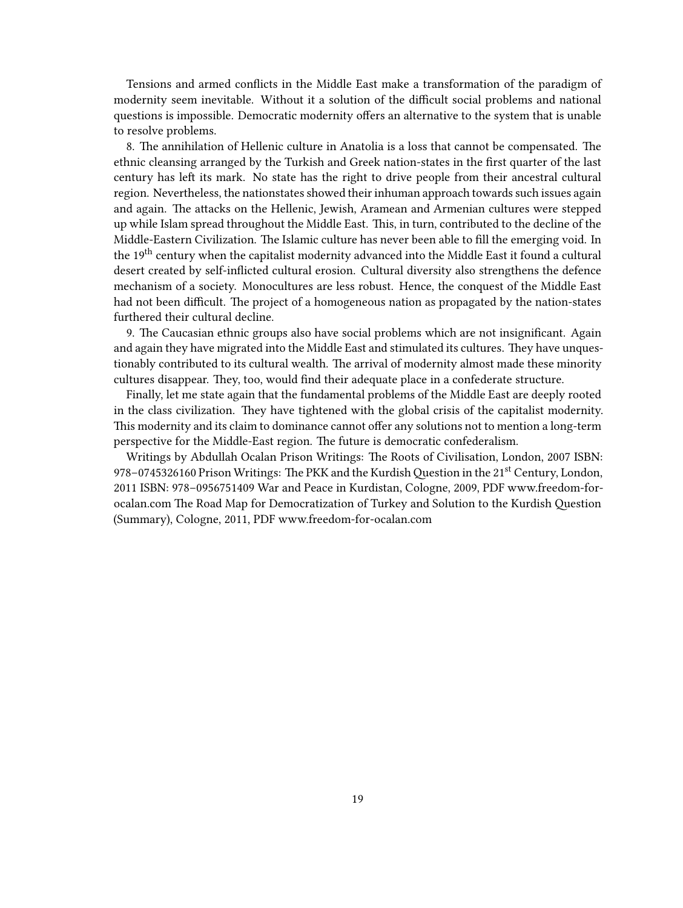Tensions and armed conflicts in the Middle East make a transformation of the paradigm of modernity seem inevitable. Without it a solution of the difficult social problems and national questions is impossible. Democratic modernity offers an alternative to the system that is unable to resolve problems.

8. The annihilation of Hellenic culture in Anatolia is a loss that cannot be compensated. The ethnic cleansing arranged by the Turkish and Greek nation-states in the first quarter of the last century has left its mark. No state has the right to drive people from their ancestral cultural region. Nevertheless, the nationstates showed their inhuman approach towards such issues again and again. The attacks on the Hellenic, Jewish, Aramean and Armenian cultures were stepped up while Islam spread throughout the Middle East. This, in turn, contributed to the decline of the Middle-Eastern Civilization. The Islamic culture has never been able to fill the emerging void. In the 19th century when the capitalist modernity advanced into the Middle East it found a cultural desert created by self-inflicted cultural erosion. Cultural diversity also strengthens the defence mechanism of a society. Monocultures are less robust. Hence, the conquest of the Middle East had not been difficult. The project of a homogeneous nation as propagated by the nation-states furthered their cultural decline.

9. The Caucasian ethnic groups also have social problems which are not insignificant. Again and again they have migrated into the Middle East and stimulated its cultures. They have unquestionably contributed to its cultural wealth. The arrival of modernity almost made these minority cultures disappear. They, too, would find their adequate place in a confederate structure.

Finally, let me state again that the fundamental problems of the Middle East are deeply rooted in the class civilization. They have tightened with the global crisis of the capitalist modernity. This modernity and its claim to dominance cannot offer any solutions not to mention a long-term perspective for the Middle-East region. The future is democratic confederalism.

Writings by Abdullah Ocalan Prison Writings: The Roots of Civilisation, London, 2007 ISBN: 978–0745326160 Prison Writings: The PKK and the Kurdish Question in the 21st Century, London, 2011 ISBN: 978–0956751409 War and Peace in Kurdistan, Cologne, 2009, PDF www.freedom-for-ocalan.com The Road Map for Democratization of Turkey and Solution to the Kurdish Question (Summary), Cologne, 2011, PDF www.freedom-for-ocalan.com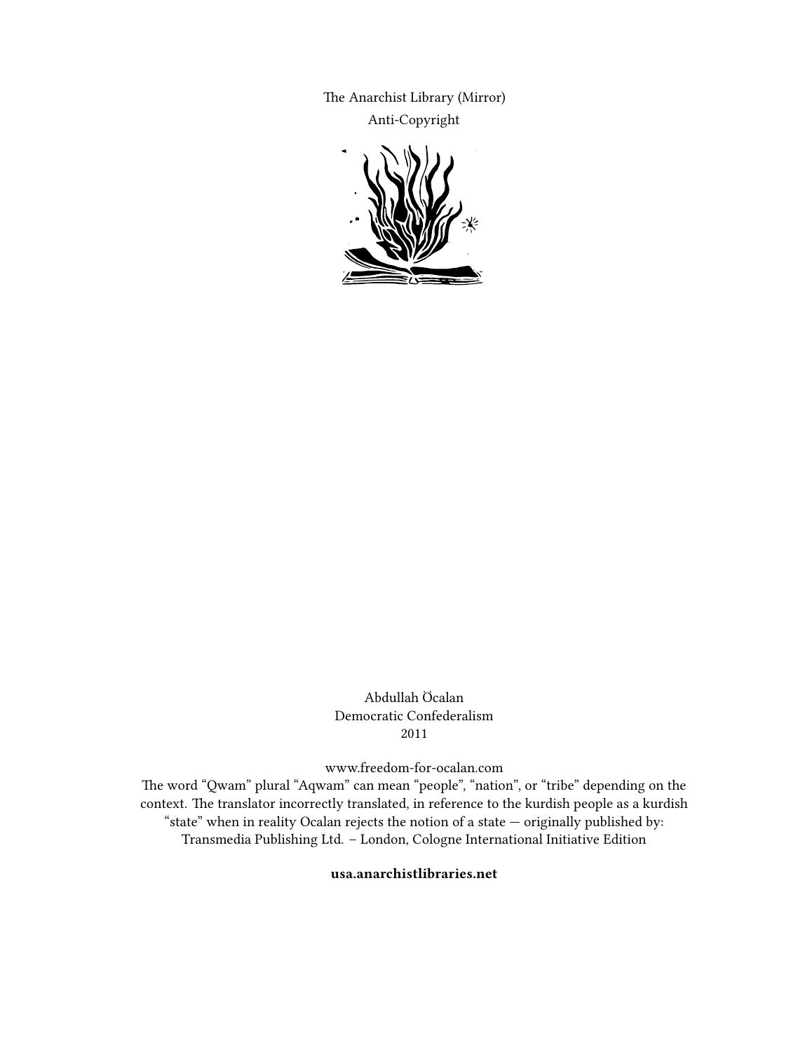The Anarchist Library (Mirror)

Anti-Copyright

Abdullah Öcalan

Democratic Confederalism

2011

www.freedom-for-ocalan.com

The word “Qwam” plural “Aqwam” can mean “people”, “nation”, or “tribe” depending on the context. The translator incorrectly translated, in reference to the kurdish people as a kurdish “state” when in reality Ocalan rejects the notion of a state — originally published by: Transmedia Publishing Ltd. – London, Cologne International Initiative Edition

**usa.anarchistlibraries.net**